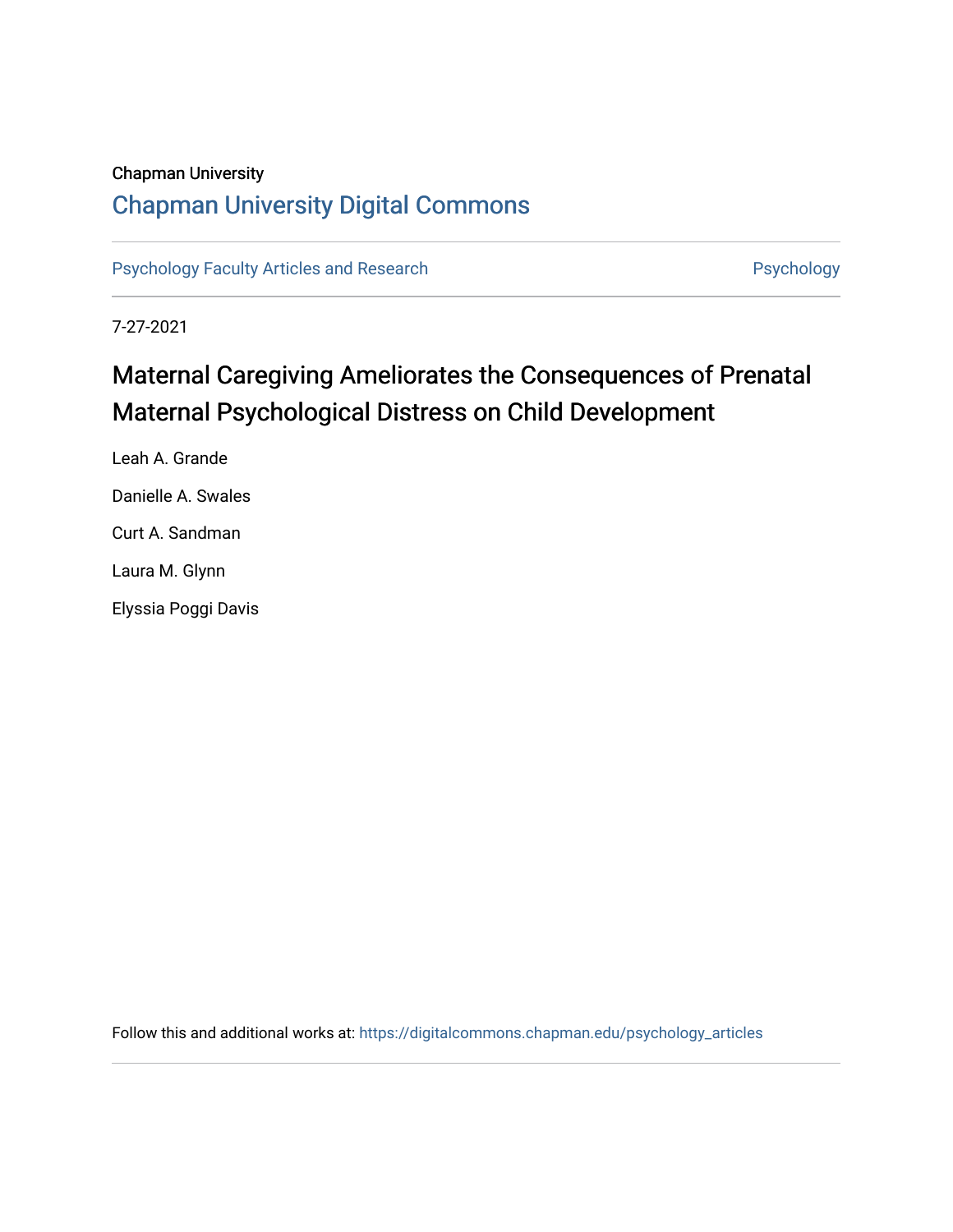Chapman University

Chapman University Digital Commons

Psychology Faculty Articles and Research

Psychology

7-27-2021

# Maternal Caregiving Ameliorates the Consequences of Prenatal Maternal Psychological Distress on Child Development

Leah A. Grande

Danielle A. Swales

Curt A. Sandman

Laura M. Glynn

Elyssia Poggi Davis

Follow this and additional works at: https://digitalcommons.chapman.edu/psychology_articles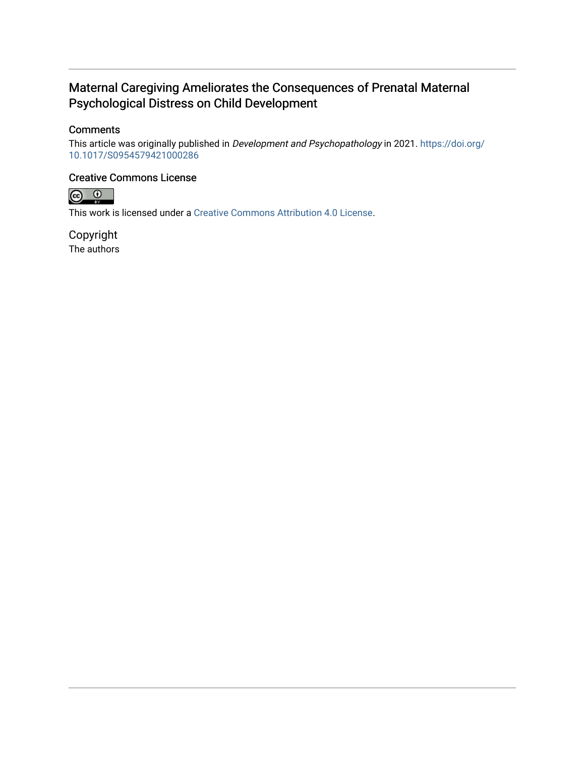# Maternal Caregiving Ameliorates the Consequences of Prenatal Maternal Psychological Distress on Child Development

## Comments

This article was originally published in *Development and Psychopathology* in 2021. https://doi.org/10.1017/S0954579421000286

## Creative Commons License

This work is licensed under a Creative Commons Attribution 4.0 License.

## Copyright

The authors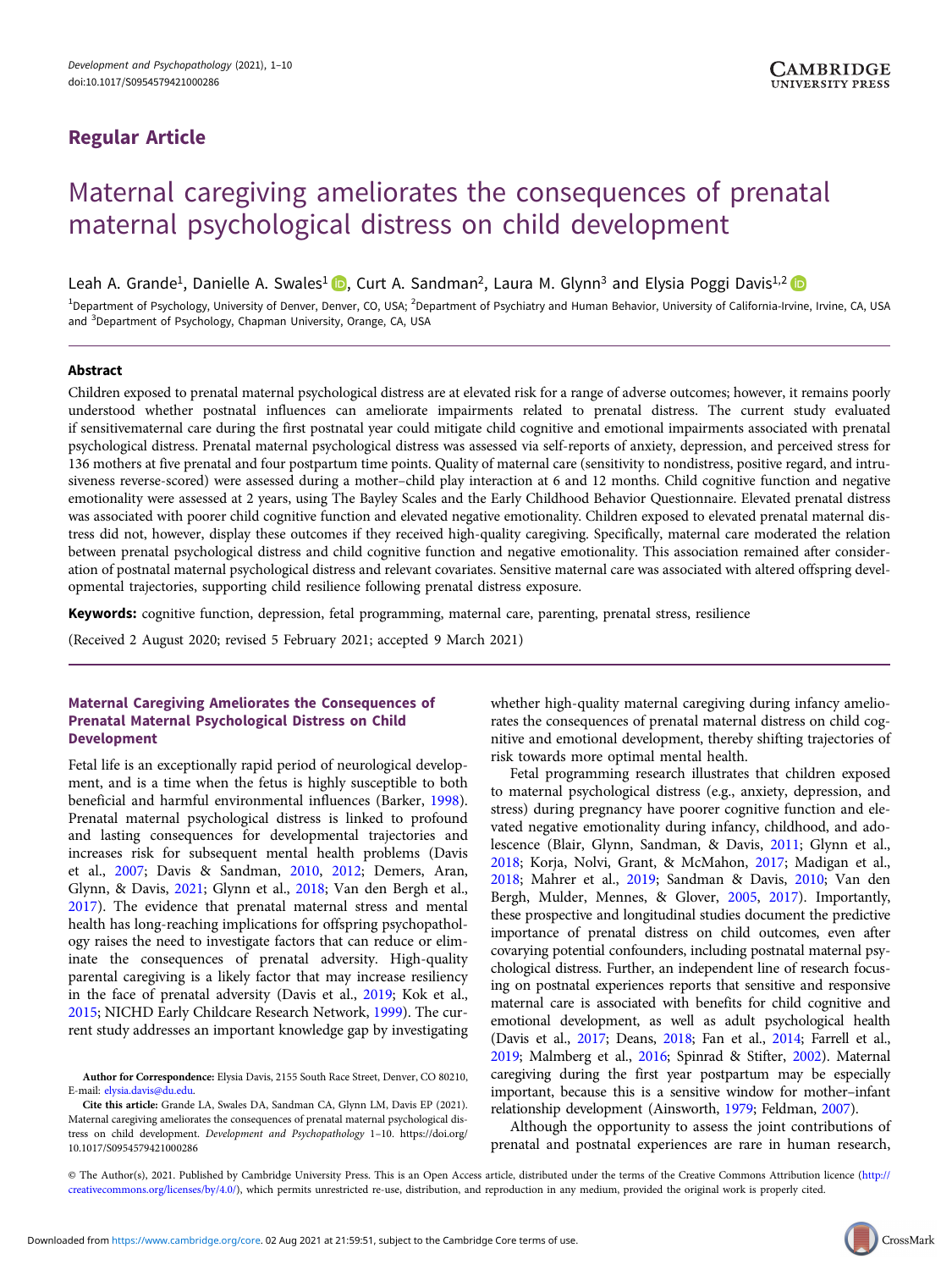## Regular Article

# Maternal caregiving ameliorates the consequences of prenatal maternal psychological distress on child development

Leah A. Grande[1], Danielle A. Swales[1], Curt A. Sandman[2], Laura M. Glynn[3] and Elysia Poggi Davis[1,2]

[1]Department of Psychology, University of Denver, Denver, CO, USA; [2]Department of Psychiatry and Human Behavior, University of California-Irvine, Irvine, CA, USA and [3]Department of Psychology, Chapman University, Orange, CA, USA

### Abstract

Children exposed to prenatal maternal psychological distress are at elevated risk for a range of adverse outcomes; however, it remains poorly understood whether postnatal influences can ameliorate impairments related to prenatal distress. The current study evaluated if sensitivematernal care during the first postnatal year could mitigate child cognitive and emotional impairments associated with prenatal psychological distress. Prenatal maternal psychological distress was assessed via self-reports of anxiety, depression, and perceived stress for 136 mothers at five prenatal and four postpartum time points. Quality of maternal care (sensitivity to nondistress, positive regard, and intrusiveness reverse-scored) were assessed during a mother–child play interaction at 6 and 12 months. Child cognitive function and negative emotionality were assessed at 2 years, using The Bayley Scales and the Early Childhood Behavior Questionnaire. Elevated prenatal distress was associated with poorer child cognitive function and elevated negative emotionality. Children exposed to elevated prenatal maternal distress did not, however, display these outcomes if they received high-quality caregiving. Specifically, maternal care moderated the relation between prenatal psychological distress and child cognitive function and negative emotionality. This association remained after consideration of postnatal maternal psychological distress and relevant covariates. Sensitive maternal care was associated with altered offspring developmental trajectories, supporting child resilience following prenatal distress exposure.

**Keywords:** cognitive function, depression, fetal programming, maternal care, parenting, prenatal stress, resilience

(Received 2 August 2020; revised 5 February 2021; accepted 9 March 2021)

### Maternal Caregiving Ameliorates the Consequences of Prenatal Maternal Psychological Distress on Child Development

Fetal life is an exceptionally rapid period of neurological development, and is a time when the fetus is highly susceptible to both beneficial and harmful environmental influences (Barker, 1998). Prenatal maternal psychological distress is linked to profound and lasting consequences for developmental trajectories and increases risk for subsequent mental health problems (Davis et al., 2007; Davis & Sandman, 2010, 2012; Demers, Aran, Glynn, & Davis, 2021; Glynn et al., 2018; Van den Bergh et al., 2017). The evidence that prenatal maternal stress and mental health has long-reaching implications for offspring psychopathology raises the need to investigate factors that can reduce or eliminate the consequences of prenatal adversity. High-quality parental caregiving is a likely factor that may increase resiliency in the face of prenatal adversity (Davis et al., 2019; Kok et al., 2015; NICHD Early Childcare Research Network, 1999). The current study addresses an important knowledge gap by investigating whether high-quality maternal caregiving during infancy ameliorates the consequences of prenatal maternal distress on child cognitive and emotional development, thereby shifting trajectories of risk towards more optimal mental health.

Fetal programming research illustrates that children exposed to maternal psychological distress (e.g., anxiety, depression, and stress) during pregnancy have poorer cognitive function and elevated negative emotionality during infancy, childhood, and adolescence (Blair, Glynn, Sandman, & Davis, 2011; Glynn et al., 2018; Korja, Nolvi, Grant, & McMahon, 2017; Madigan et al., 2018; Mahrer et al., 2019; Sandman & Davis, 2010; Van den Bergh, Mulder, Mennes, & Glover, 2005, 2017). Importantly, these prospective and longitudinal studies document the predictive importance of prenatal distress on child outcomes, even after covarying potential confounders, including postnatal maternal psychological distress. Further, an independent line of research focusing on postnatal experiences reports that sensitive and responsive maternal care is associated with benefits for child cognitive and emotional development, as well as adult psychological health (Davis et al., 2017; Deans, 2018; Fan et al., 2014; Farrell et al., 2019; Malmberg et al., 2016; Spinrad & Stifter, 2002). Maternal caregiving during the first year postpartum may be especially important, because this is a sensitive window for mother–infant relationship development (Ainsworth, 1979; Feldman, 2007).

Although the opportunity to assess the joint contributions of prenatal and postnatal experiences are rare in human research,

**Author for Correspondence:** Elysia Davis, 2155 South Race Street, Denver, CO 80210, E-mail: elysia.davis@du.edu.

**Cite this article:** Grande LA, Swales DA, Sandman CA, Glynn LM, Davis EP (2021). Maternal caregiving ameliorates the consequences of prenatal maternal psychological distress on child development. *Development and Psychopathology* 1–10. https://doi.org/10.1017/S0954579421000286

© The Author(s), 2021. Published by Cambridge University Press. This is an Open Access article, distributed under the terms of the Creative Commons Attribution licence (http://creativecommons.org/licenses/by/4.0/), which permits unrestricted re-use, distribution, and reproduction in any medium, provided the original work is properly cited.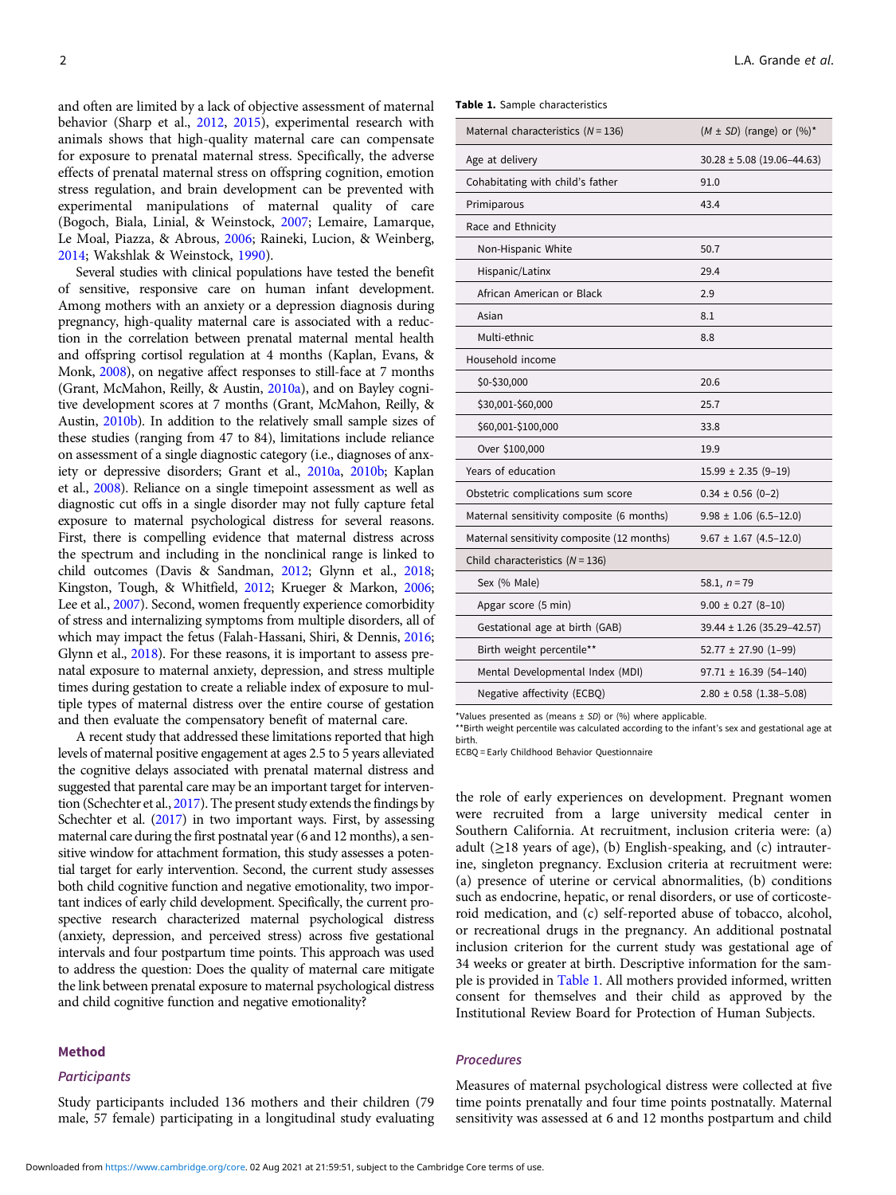and often are limited by a lack of objective assessment of maternal behavior (Sharp et al., 2012, 2015), experimental research with animals shows that high-quality maternal care can compensate for exposure to prenatal maternal stress. Specifically, the adverse effects of prenatal maternal stress on offspring cognition, emotion stress regulation, and brain development can be prevented with experimental manipulations of maternal quality of care (Bogoch, Biala, Linial, & Weinstock, 2007; Lemaire, Lamarque, Le Moal, Piazza, & Abrous, 2006; Raineki, Lucion, & Weinberg, 2014; Wakshlak & Weinstock, 1990).

Several studies with clinical populations have tested the benefit of sensitive, responsive care on human infant development. Among mothers with an anxiety or a depression diagnosis during pregnancy, high-quality maternal care is associated with a reduction in the correlation between prenatal maternal mental health and offspring cortisol regulation at 4 months (Kaplan, Evans, & Monk, 2008), on negative affect responses to still-face at 7 months (Grant, McMahon, Reilly, & Austin, 2010a), and on Bayley cognitive development scores at 7 months (Grant, McMahon, Reilly, & Austin, 2010b). In addition to the relatively small sample sizes of these studies (ranging from 47 to 84), limitations include reliance on assessment of a single diagnostic category (i.e., diagnoses of anxiety or depressive disorders; Grant et al., 2010a, 2010b; Kaplan et al., 2008). Reliance on a single timepoint assessment as well as diagnostic cut offs in a single disorder may not fully capture fetal exposure to maternal psychological distress for several reasons. First, there is compelling evidence that maternal distress across the spectrum and including in the nonclinical range is linked to child outcomes (Davis & Sandman, 2012; Glynn et al., 2018; Kingston, Tough, & Whitfield, 2012; Krueger & Markon, 2006; Lee et al., 2007). Second, women frequently experience comorbidity of stress and internalizing symptoms from multiple disorders, all of which may impact the fetus (Falah-Hassani, Shiri, & Dennis, 2016; Glynn et al., 2018). For these reasons, it is important to assess prenatal exposure to maternal anxiety, depression, and stress multiple times during gestation to create a reliable index of exposure to multiple types of maternal distress over the entire course of gestation and then evaluate the compensatory benefit of maternal care.

A recent study that addressed these limitations reported that high levels of maternal positive engagement at ages 2.5 to 5 years alleviated the cognitive delays associated with prenatal maternal distress and suggested that parental care may be an important target for intervention (Schechter et al., 2017). The present study extends the findings by Schechter et al. (2017) in two important ways. First, by assessing maternal care during the first postnatal year (6 and 12 months), a sensitive window for attachment formation, this study assesses a potential target for early intervention. Second, the current study assesses both child cognitive function and negative emotionality, two important indices of early child development. Specifically, the current prospective research characterized maternal psychological distress (anxiety, depression, and perceived stress) across five gestational intervals and four postpartum time points. This approach was used to address the question: Does the quality of maternal care mitigate the link between prenatal exposure to maternal psychological distress and child cognitive function and negative emotionality?

## Method

### *Participants*

Study participants included 136 mothers and their children (79 male, 57 female) participating in a longitudinal study evaluating the role of early experiences on development. Pregnant women were recruited from a large university medical center in Southern California. At recruitment, inclusion criteria were: (a) adult (≥18 years of age), (b) English-speaking, and (c) intrauterine, singleton pregnancy. Exclusion criteria at recruitment were: (a) presence of uterine or cervical abnormalities, (b) conditions such as endocrine, hepatic, or renal disorders, or use of corticosteroid medication, and (c) self-reported abuse of tobacco, alcohol, or recreational drugs in the pregnancy. An additional postnatal inclusion criterion for the current study was gestational age of 34 weeks or greater at birth. Descriptive information for the sample is provided in Table 1. All mothers provided informed, written consent for themselves and their child as approved by the Institutional Review Board for Protection of Human Subjects.

**Table 1.** Sample characteristics

| Maternal characteristics (N = 136) | (M ± SD) (range) or (%)* |
|---|---|
| Age at delivery | 30.28 ± 5.08 (19.06–44.63) |
| Cohabitating with child's father | 91.0 |
| Primiparous | 43.4 |
| Race and Ethnicity | |
| Non-Hispanic White | 50.7 |
| Hispanic/Latinx | 29.4 |
| African American or Black | 2.9 |
| Asian | 8.1 |
| Multi-ethnic | 8.8 |
| Household income | |
| $0-$30,000 | 20.6 |
| $30,001-$60,000 | 25.7 |
| $60,001-$100,000 | 33.8 |
| Over $100,000 | 19.9 |
| Years of education | 15.99 ± 2.35 (9–19) |
| Obstetric complications sum score | 0.34 ± 0.56 (0–2) |
| Maternal sensitivity composite (6 months) | 9.98 ± 1.06 (6.5–12.0) |
| Maternal sensitivity composite (12 months) | 9.67 ± 1.67 (4.5–12.0) |
| Child characteristics (N = 136) | |
| Sex (% Male) | 58.1, n = 79 |
| Apgar score (5 min) | 9.00 ± 0.27 (8–10) |
| Gestational age at birth (GAB) | 39.44 ± 1.26 (35.29–42.57) |
| Birth weight percentile** | 52.77 ± 27.90 (1–99) |
| Mental Developmental Index (MDI) | 97.71 ± 16.39 (54–140) |
| Negative affectivity (ECBQ) | 2.80 ± 0.58 (1.38–5.08) |

*Values presented as (means ± SD) or (%) where applicable.
**Birth weight percentile was calculated according to the infant's sex and gestational age at birth.
ECBQ = Early Childhood Behavior Questionnaire

### *Procedures*

Measures of maternal psychological distress were collected at five time points prenatally and four time points postnatally. Maternal sensitivity was assessed at 6 and 12 months postpartum and child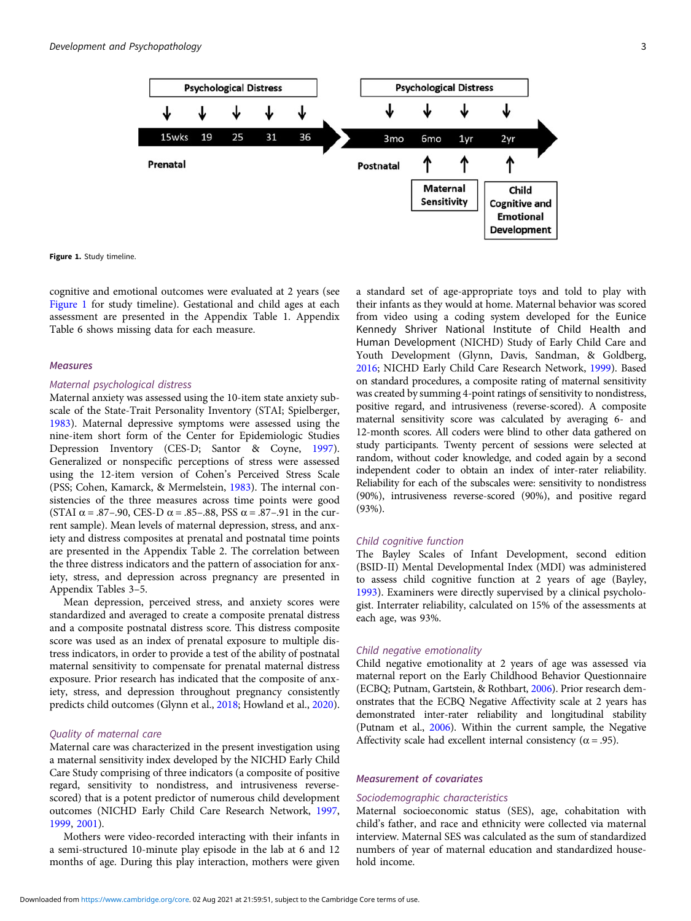Figure 1. Study timeline.

cognitive and emotional outcomes were evaluated at 2 years (see Figure 1 for study timeline). Gestational and child ages at each assessment are presented in the Appendix Table 1. Appendix Table 6 shows missing data for each measure.

## Measures

### Maternal psychological distress

Maternal anxiety was assessed using the 10-item state anxiety subscale of the State-Trait Personality Inventory (STAI; Spielberger, 1983). Maternal depressive symptoms were assessed using the nine-item short form of the Center for Epidemiologic Studies Depression Inventory (CES-D; Santor & Coyne, 1997). Generalized or nonspecific perceptions of stress were assessed using the 12-item version of Cohen's Perceived Stress Scale (PSS; Cohen, Kamarck, & Mermelstein, 1983). The internal consistencies of the three measures across time points were good (STAI $\alpha = .87–.90$, CES-D $\alpha = .85–.88$, PSS $\alpha = .87–.91$ in the current sample). Mean levels of maternal depression, stress, and anxiety and distress composites at prenatal and postnatal time points are presented in the Appendix Table 2. The correlation between the three distress indicators and the pattern of association for anxiety, stress, and depression across pregnancy are presented in Appendix Tables 3–5.

Mean depression, perceived stress, and anxiety scores were standardized and averaged to create a composite prenatal distress and a composite postnatal distress score. This distress composite score was used as an index of prenatal exposure to multiple distress indicators, in order to provide a test of the ability of postnatal maternal sensitivity to compensate for prenatal maternal distress exposure. Prior research has indicated that the composite of anxiety, stress, and depression throughout pregnancy consistently predicts child outcomes (Glynn et al., 2018; Howland et al., 2020).

### Quality of maternal care

Maternal care was characterized in the present investigation using a maternal sensitivity index developed by the NICHD Early Child Care Study comprising of three indicators (a composite of positive regard, sensitivity to nondistress, and intrusiveness reverse-scored) that is a potent predictor of numerous child development outcomes (NICHD Early Child Care Research Network, 1997, 1999, 2001).

Mothers were video-recorded interacting with their infants in a semi-structured 10-minute play episode in the lab at 6 and 12 months of age. During this play interaction, mothers were given a standard set of age-appropriate toys and told to play with their infants as they would at home. Maternal behavior was scored from video using a coding system developed for the Eunice Kennedy Shriver National Institute of Child Health and Human Development (NICHD) Study of Early Child Care and Youth Development (Glynn, Davis, Sandman, & Goldberg, 2016; NICHD Early Child Care Research Network, 1999). Based on standard procedures, a composite rating of maternal sensitivity was created by summing 4-point ratings of sensitivity to nondistress, positive regard, and intrusiveness (reverse-scored). A composite maternal sensitivity score was calculated by averaging 6- and 12-month scores. All coders were blind to other data gathered on study participants. Twenty percent of sessions were selected at random, without coder knowledge, and coded again by a second independent coder to obtain an index of inter-rater reliability. Reliability for each of the subscales were: sensitivity to nondistress (90%), intrusiveness reverse-scored (90%), and positive regard (93%).

### Child cognitive function

The Bayley Scales of Infant Development, second edition (BSID-II) Mental Developmental Index (MDI) was administered to assess child cognitive function at 2 years of age (Bayley, 1993). Examiners were directly supervised by a clinical psychologist. Interrater reliability, calculated on 15% of the assessments at each age, was 93%.

### Child negative emotionality

Child negative emotionality at 2 years of age was assessed via maternal report on the Early Childhood Behavior Questionnaire (ECBQ; Putnam, Gartstein, & Rothbart, 2006). Prior research demonstrates that the ECBQ Negative Affectivity scale at 2 years has demonstrated inter-rater reliability and longitudinal stability (Putnam et al., 2006). Within the current sample, the Negative Affectivity scale had excellent internal consistency ($\alpha = .95$).

## Measurement of covariates

### Sociodemographic characteristics

Maternal socioeconomic status (SES), age, cohabitation with child's father, and race and ethnicity were collected via maternal interview. Maternal SES was calculated as the sum of standardized numbers of year of maternal education and standardized household income.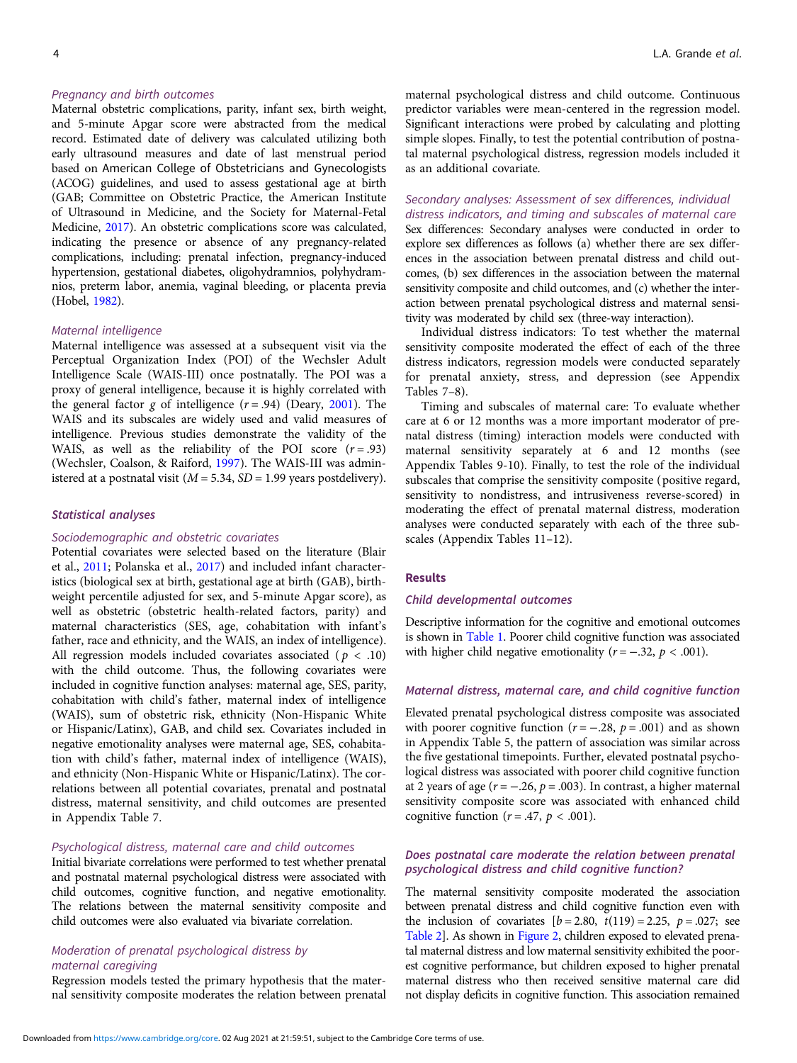#### Pregnancy and birth outcomes

Maternal obstetric complications, parity, infant sex, birth weight, and 5-minute Apgar score were abstracted from the medical record. Estimated date of delivery was calculated utilizing both early ultrasound measures and date of last menstrual period based on American College of Obstetricians and Gynecologists (ACOG) guidelines, and used to assess gestational age at birth (GAB; Committee on Obstetric Practice, the American Institute of Ultrasound in Medicine, and the Society for Maternal-Fetal Medicine, 2017). An obstetric complications score was calculated, indicating the presence or absence of any pregnancy-related complications, including: prenatal infection, pregnancy-induced hypertension, gestational diabetes, oligohydramnios, polyhydramnios, preterm labor, anemia, vaginal bleeding, or placenta previa (Hobel, 1982).

#### Maternal intelligence

Maternal intelligence was assessed at a subsequent visit via the Perceptual Organization Index (POI) of the Wechsler Adult Intelligence Scale (WAIS-III) once postnatally. The POI was a proxy of general intelligence, because it is highly correlated with the general factor *g* of intelligence ($r = .94$) (Deary, 2001). The WAIS and its subscales are widely used and valid measures of intelligence. Previous studies demonstrate the validity of the WAIS, as well as the reliability of the POI score ($r = .93$) (Wechsler, Coalson, & Raiford, 1997). The WAIS-III was administered at a postnatal visit ($M = 5.34$, $SD = 1.99$ years postdelivery).

### Statistical analyses

#### Sociodemographic and obstetric covariates

Potential covariates were selected based on the literature (Blair et al., 2011; Polanska et al., 2017) and included infant characteristics (biological sex at birth, gestational age at birth (GAB), birthweight percentile adjusted for sex, and 5-minute Apgar score), as well as obstetric (obstetric health-related factors, parity) and maternal characteristics (SES, age, cohabitation with infant's father, race and ethnicity, and the WAIS, an index of intelligence). All regression models included covariates associated ($p < .10$) with the child outcome. Thus, the following covariates were included in cognitive function analyses: maternal age, SES, parity, cohabitation with child's father, maternal index of intelligence (WAIS), sum of obstetric risk, ethnicity (Non-Hispanic White or Hispanic/Latinx), GAB, and child sex. Covariates included in negative emotionality analyses were maternal age, SES, cohabitation with child's father, maternal index of intelligence (WAIS), and ethnicity (Non-Hispanic White or Hispanic/Latinx). The correlations between all potential covariates, prenatal and postnatal distress, maternal sensitivity, and child outcomes are presented in Appendix Table 7.

#### Psychological distress, maternal care and child outcomes

Initial bivariate correlations were performed to test whether prenatal and postnatal maternal psychological distress were associated with child outcomes, cognitive function, and negative emotionality. The relations between the maternal sensitivity composite and child outcomes were also evaluated via bivariate correlation.

#### Moderation of prenatal psychological distress by maternal caregiving

Regression models tested the primary hypothesis that the maternal sensitivity composite moderates the relation between prenatal maternal psychological distress and child outcome. Continuous predictor variables were mean-centered in the regression model. Significant interactions were probed by calculating and plotting simple slopes. Finally, to test the potential contribution of postnatal maternal psychological distress, regression models included it as an additional covariate.

#### Secondary analyses: Assessment of sex differences, individual distress indicators, and timing and subscales of maternal care

Sex differences: Secondary analyses were conducted in order to explore sex differences as follows (a) whether there are sex differences in the association between prenatal distress and child outcomes, (b) sex differences in the association between the maternal sensitivity composite and child outcomes, and (c) whether the interaction between prenatal psychological distress and maternal sensitivity was moderated by child sex (three-way interaction).

Individual distress indicators: To test whether the maternal sensitivity composite moderated the effect of each of the three distress indicators, regression models were conducted separately for prenatal anxiety, stress, and depression (see Appendix Tables 7–8).

Timing and subscales of maternal care: To evaluate whether care at 6 or 12 months was a more important moderator of prenatal distress (timing) interaction models were conducted with maternal sensitivity separately at 6 and 12 months (see Appendix Tables 9-10). Finally, to test the role of the individual subscales that comprise the sensitivity composite (positive regard, sensitivity to nondistress, and intrusiveness reverse-scored) in moderating the effect of prenatal maternal distress, moderation analyses were conducted separately with each of the three subscales (Appendix Tables 11–12).

## Results

### Child developmental outcomes

Descriptive information for the cognitive and emotional outcomes is shown in Table 1. Poorer child cognitive function was associated with higher child negative emotionality ($r = -.32$, $p < .001$).

### Maternal distress, maternal care, and child cognitive function

Elevated prenatal psychological distress composite was associated with poorer cognitive function ($r = -.28$, $p = .001$) and as shown in Appendix Table 5, the pattern of association was similar across the five gestational timepoints. Further, elevated postnatal psychological distress was associated with poorer child cognitive function at 2 years of age ($r = -.26$, $p = .003$). In contrast, a higher maternal sensitivity composite score was associated with enhanced child cognitive function ($r = .47$, $p < .001$).

### Does postnatal care moderate the relation between prenatal psychological distress and child cognitive function?

The maternal sensitivity composite moderated the association between prenatal distress and child cognitive function even with the inclusion of covariates [$b = 2.80$, $t(119) = 2.25$, $p = .027$; see Table 2]. As shown in Figure 2, children exposed to elevated prenatal maternal distress and low maternal sensitivity exhibited the poorest cognitive performance, but children exposed to higher prenatal maternal distress who then received sensitive maternal care did not display deficits in cognitive function. This association remained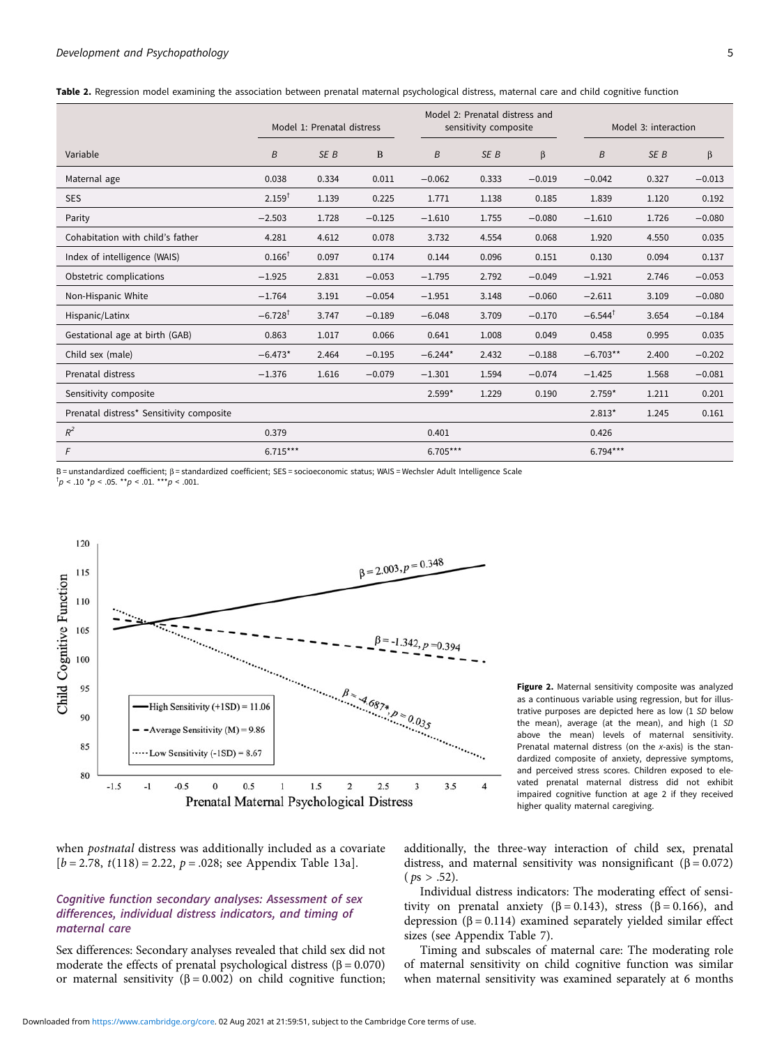**Table 2.** Regression model examining the association between prenatal maternal psychological distress, maternal care and child cognitive function

| | Model 1: Prenatal distress | | | Model 2: Prenatal distress and sensitivity composite | | | Model 3: interaction | | |
|---|---|---|---|---|---|---|---|---|---|
| Variable | *B* | *SE B* | Β | *B* | *SE B* | β | *B* | *SE B* | β |
| Maternal age | 0.038 | 0.334 | 0.011 | −0.062 | 0.333 | −0.019 | −0.042 | 0.327 | −0.013 |
| SES | 2.159[†] | 1.139 | 0.225 | 1.771 | 1.138 | 0.185 | 1.839 | 1.120 | 0.192 |
| Parity | −2.503 | 1.728 | −0.125 | −1.610 | 1.755 | −0.080 | −1.610 | 1.726 | −0.080 |
| Cohabitation with child's father | 4.281 | 4.612 | 0.078 | 3.732 | 4.554 | 0.068 | 1.920 | 4.550 | 0.035 |
| Index of intelligence (WAIS) | 0.166[†] | 0.097 | 0.174 | 0.144 | 0.096 | 0.151 | 0.130 | 0.094 | 0.137 |
| Obstetric complications | −1.925 | 2.831 | −0.053 | −1.795 | 2.792 | −0.049 | −1.921 | 2.746 | −0.053 |
| Non-Hispanic White | −1.764 | 3.191 | −0.054 | −1.951 | 3.148 | −0.060 | −2.611 | 3.109 | −0.080 |
| Hispanic/Latinx | −6.728[†] | 3.747 | −0.189 | −6.048 | 3.709 | −0.170 | −6.544[†] | 3.654 | −0.184 |
| Gestational age at birth (GAB) | 0.863 | 1.017 | 0.066 | 0.641 | 1.008 | 0.049 | 0.458 | 0.995 | 0.035 |
| Child sex (male) | −6.473* | 2.464 | −0.195 | −6.244* | 2.432 | −0.188 | −6.703** | 2.400 | −0.202 |
| Prenatal distress | −1.376 | 1.616 | −0.079 | −1.301 | 1.594 | −0.074 | −1.425 | 1.568 | −0.081 |
| Sensitivity composite | | | | 2.599* | 1.229 | 0.190 | 2.759* | 1.211 | 0.201 |
| Prenatal distress* Sensitivity composite | | | | | | | 2.813* | 1.245 | 0.161 |
| $R^2$ | 0.379 | | | 0.401 | | | 0.426 | | |
| *F* | 6.715*** | | | 6.705*** | | | 6.794*** | | |

B = unstandardized coefficient; β = standardized coefficient; SES = socioeconomic status; WAIS = Wechsler Adult Intelligence Scale
[†]$p < .10$ *$p < .05$. **$p < .01$. ***$p < .001$.

**Figure 2.** Maternal sensitivity composite was analyzed as a continuous variable using regression, but for illustrative purposes are depicted here as low (1 *SD* below the mean), average (at the mean), and high (1 *SD* above the mean) levels of maternal sensitivity. Prenatal maternal distress (on the *x*-axis) is the standardized composite of anxiety, depressive symptoms, and perceived stress scores. Children exposed to elevated prenatal maternal distress did not exhibit impaired cognitive function at age 2 if they received higher quality maternal caregiving.

when *postnatal* distress was additionally included as a covariate [$b = 2.78$, $t(118) = 2.22$, $p = .028$; see Appendix Table 13a].

### *Cognitive function secondary analyses: Assessment of sex differences, individual distress indicators, and timing of maternal care*

Sex differences: Secondary analyses revealed that child sex did not moderate the effects of prenatal psychological distress ($\beta = 0.070$) or maternal sensitivity ($\beta = 0.002$) on child cognitive function; additionally, the three-way interaction of child sex, prenatal distress, and maternal sensitivity was nonsignificant ($\beta = 0.072$) ($ps > .52$).

Individual distress indicators: The moderating effect of sensitivity on prenatal anxiety ($\beta = 0.143$), stress ($\beta = 0.166$), and depression ($\beta = 0.114$) examined separately yielded similar effect sizes (see Appendix Table 7).

Timing and subscales of maternal care: The moderating role of maternal sensitivity on child cognitive function was similar when maternal sensitivity was examined separately at 6 months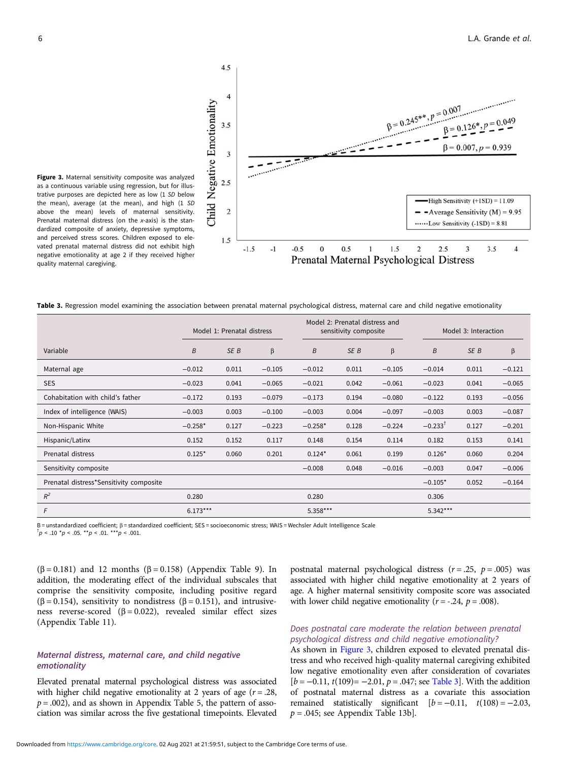Figure 3. Maternal sensitivity composite was analyzed as a continuous variable using regression, but for illustrative purposes are depicted here as low (1 *SD* below the mean), average (at the mean), and high (1 *SD* above the mean) levels of maternal sensitivity. Prenatal maternal distress (on the *x*-axis) is the standardized composite of anxiety, depressive symptoms, and perceived stress scores. Children exposed to elevated prenatal maternal distress did not exhibit high negative emotionality at age 2 if they received higher quality maternal caregiving.

**Table 3.** Regression model examining the association between prenatal maternal psychological distress, maternal care and child negative emotionality

| | Model 1: Prenatal distress | | | Model 2: Prenatal distress and sensitivity composite | | | Model 3: Interaction | | |
|---|---|---|---|---|---|---|---|---|---|
| Variable | *B* | *SE B* | β | *B* | *SE B* | β | *B* | *SE B* | β |
| Maternal age | −0.012 | 0.011 | −0.105 | −0.012 | 0.011 | −0.105 | −0.014 | 0.011 | −0.121 |
| SES | −0.023 | 0.041 | −0.065 | −0.021 | 0.042 | −0.061 | −0.023 | 0.041 | −0.065 |
| Cohabitation with child's father | −0.172 | 0.193 | −0.079 | −0.173 | 0.194 | −0.080 | −0.122 | 0.193 | −0.056 |
| Index of intelligence (WAIS) | −0.003 | 0.003 | −0.100 | −0.003 | 0.004 | −0.097 | −0.003 | 0.003 | −0.087 |
| Non-Hispanic White | −0.258* | 0.127 | −0.223 | −0.258* | 0.128 | −0.224 | −0.233† | 0.127 | −0.201 |
| Hispanic/Latinx | 0.152 | 0.152 | 0.117 | 0.148 | 0.154 | 0.114 | 0.182 | 0.153 | 0.141 |
| Prenatal distress | 0.125* | 0.060 | 0.201 | 0.124* | 0.061 | 0.199 | 0.126* | 0.060 | 0.204 |
| Sensitivity composite | | | | −0.008 | 0.048 | −0.016 | −0.003 | 0.047 | −0.006 |
| Prenatal distress*Sensitivity composite | | | | | | | −0.105* | 0.052 | −0.164 |
| $R^2$ | 0.280 | | | 0.280 | | | 0.306 | | |
| *F* | 6.173*** | | | 5.358*** | | | 5.342*** | | |

B = unstandardized coefficient; β = standardized coefficient; SES = socioeconomic stress; WAIS = Wechsler Adult Intelligence Scale
†$p$ < .10 *$p$ < .05. **$p$ < .01. ***$p$ < .001.

(β = 0.181) and 12 months (β = 0.158) (Appendix Table 9). In addition, the moderating effect of the individual subscales that comprise the sensitivity composite, including positive regard (β = 0.154), sensitivity to nondistress (β = 0.151), and intrusiveness reverse-scored (β = 0.022), revealed similar effect sizes (Appendix Table 11).

### *Maternal distress, maternal care, and child negative emotionality*

Elevated prenatal maternal psychological distress was associated with higher child negative emotionality at 2 years of age ($r = .28$, $p = .002$), and as shown in Appendix Table 5, the pattern of association was similar across the five gestational timepoints. Elevated postnatal maternal psychological distress ($r = .25$, $p = .005$) was associated with higher child negative emotionality at 2 years of age. A higher maternal sensitivity composite score was associated with lower child negative emotionality ($r = -.24$, $p = .008$).

### *Does postnatal care moderate the relation between prenatal psychological distress and child negative emotionality?*

As shown in Figure 3, children exposed to elevated prenatal distress and who received high-quality maternal caregiving exhibited low negative emotionality even after consideration of covariates [$b = -0.11$, $t(109) = -2.01$, $p = .047$; see Table 3]. With the addition of postnatal maternal distress as a covariate this association remained statistically significant [$b = -0.11$, $t(108) = -2.03$, $p = .045$; see Appendix Table 13b].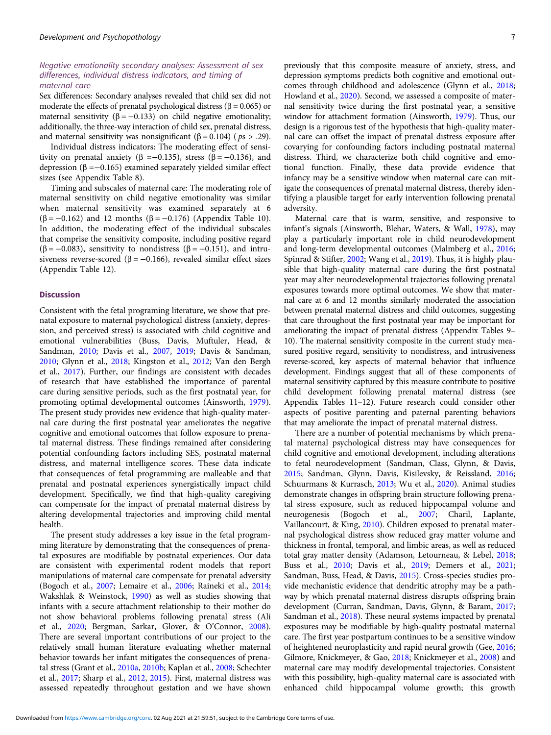### *Negative emotionality secondary analyses: Assessment of sex differences, individual distress indicators, and timing of maternal care*

Sex differences: Secondary analyses revealed that child sex did not moderate the effects of prenatal psychological distress ($\beta = 0.065$) or maternal sensitivity ($\beta = -0.133$) on child negative emotionality; additionally, the three-way interaction of child sex, prenatal distress, and maternal sensitivity was nonsignificant ($\beta = 0.104$) ($ps > .29$).

Individual distress indicators: The moderating effect of sensitivity on prenatal anxiety ($\beta = -0.135$), stress ($\beta = -0.136$), and depression ($\beta = -0.165$) examined separately yielded similar effect sizes (see Appendix Table 8).

Timing and subscales of maternal care: The moderating role of maternal sensitivity on child negative emotionality was similar when maternal sensitivity was examined separately at 6 ($\beta = -0.162$) and 12 months ($\beta = -0.176$) (Appendix Table 10). In addition, the moderating effect of the individual subscales that comprise the sensitivity composite, including positive regard ($\beta = -0.083$), sensitivity to nondistress ($\beta = -0.151$), and intrusiveness reverse-scored ($\beta = -0.166$), revealed similar effect sizes (Appendix Table 12).

## Discussion

Consistent with the fetal programing literature, we show that prenatal exposure to maternal psychological distress (anxiety, depression, and perceived stress) is associated with child cognitive and emotional vulnerabilities (Buss, Davis, Muftuler, Head, & Sandman, 2010; Davis et al., 2007, 2019; Davis & Sandman, 2010; Glynn et al., 2018; Kingston et al., 2012; Van den Bergh et al., 2017). Further, our findings are consistent with decades of research that have established the importance of parental care during sensitive periods, such as the first postnatal year, for promoting optimal developmental outcomes (Ainsworth, 1979). The present study provides new evidence that high-quality maternal care during the first postnatal year ameliorates the negative cognitive and emotional outcomes that follow exposure to prenatal maternal distress. These findings remained after considering potential confounding factors including SES, postnatal maternal distress, and maternal intelligence scores. These data indicate that consequences of fetal programming are malleable and that prenatal and postnatal experiences synergistically impact child development. Specifically, we find that high-quality caregiving can compensate for the impact of prenatal maternal distress by altering developmental trajectories and improving child mental health.

The present study addresses a key issue in the fetal programming literature by demonstrating that the consequences of prenatal exposures are modifiable by postnatal experiences. Our data are consistent with experimental rodent models that report manipulations of maternal care compensate for prenatal adversity (Bogoch et al., 2007; Lemaire et al., 2006; Raineki et al., 2014; Wakshlak & Weinstock, 1990) as well as studies showing that infants with a secure attachment relationship to their mother do not show behavioral problems following prenatal stress (Ali et al., 2020; Bergman, Sarkar, Glover, & O'Connor, 2008). There are several important contributions of our project to the relatively small human literature evaluating whether maternal behavior towards her infant mitigates the consequences of prenatal stress (Grant et al., 2010a, 2010b; Kaplan et al., 2008; Schechter et al., 2017; Sharp et al., 2012, 2015). First, maternal distress was assessed repeatedly throughout gestation and we have shown previously that this composite measure of anxiety, stress, and depression symptoms predicts both cognitive and emotional outcomes through childhood and adolescence (Glynn et al., 2018; Howland et al., 2020). Second, we assessed a composite of maternal sensitivity twice during the first postnatal year, a sensitive window for attachment formation (Ainsworth, 1979). Thus, our design is a rigorous test of the hypothesis that high-quality maternal care can offset the impact of prenatal distress exposure after covarying for confounding factors including postnatal maternal distress. Third, we characterize both child cognitive and emotional function. Finally, these data provide evidence that infancy may be a sensitive window when maternal care can mitigate the consequences of prenatal maternal distress, thereby identifying a plausible target for early intervention following prenatal adversity.

Maternal care that is warm, sensitive, and responsive to infant's signals (Ainsworth, Blehar, Waters, & Wall, 1978), may play a particularly important role in child neurodevelopment and long-term developmental outcomes (Malmberg et al., 2016; Spinrad & Stifter, 2002; Wang et al., 2019). Thus, it is highly plausible that high-quality maternal care during the first postnatal year may alter neurodevelopmental trajectories following prenatal exposures towards more optimal outcomes. We show that maternal care at 6 and 12 months similarly moderated the association between prenatal maternal distress and child outcomes, suggesting that care throughout the first postnatal year may be important for ameliorating the impact of prenatal distress (Appendix Tables 9–10). The maternal sensitivity composite in the current study measured positive regard, sensitivity to nondistress, and intrusiveness reverse-scored, key aspects of maternal behavior that influence development. Findings suggest that all of these components of maternal sensitivity captured by this measure contribute to positive child development following prenatal maternal distress (see Appendix Tables 11–12). Future research could consider other aspects of positive parenting and paternal parenting behaviors that may ameliorate the impact of prenatal maternal distress.

There are a number of potential mechanisms by which prenatal maternal psychological distress may have consequences for child cognitive and emotional development, including alterations to fetal neurodevelopment (Sandman, Class, Glynn, & Davis, 2015; Sandman, Glynn, Davis, Kisilevsky, & Reissland, 2016; Schuurmans & Kurrasch, 2013; Wu et al., 2020). Animal studies demonstrate changes in offspring brain structure following prenatal stress exposure, such as reduced hippocampal volume and neurogenesis (Bogoch et al., 2007; Charil, Laplante, Vaillancourt, & King, 2010). Children exposed to prenatal maternal psychological distress show reduced gray matter volume and thickness in frontal, temporal, and limbic areas, as well as reduced total gray matter density (Adamson, Letourneau, & Lebel, 2018; Buss et al., 2010; Davis et al., 2019; Demers et al., 2021; Sandman, Buss, Head, & Davis, 2015). Cross-species studies provide mechanistic evidence that dendritic atrophy may be a pathway by which prenatal maternal distress disrupts offspring brain development (Curran, Sandman, Davis, Glynn, & Baram, 2017; Sandman et al., 2018). These neural systems impacted by prenatal exposures may be modifiable by high-quality postnatal maternal care. The first year postpartum continues to be a sensitive window of heightened neuroplasticity and rapid neural growth (Gee, 2016; Gilmore, Knickmeyer, & Gao, 2018; Knickmeyer et al., 2008) and maternal care may modify developmental trajectories. Consistent with this possibility, high-quality maternal care is associated with enhanced child hippocampal volume growth; this growth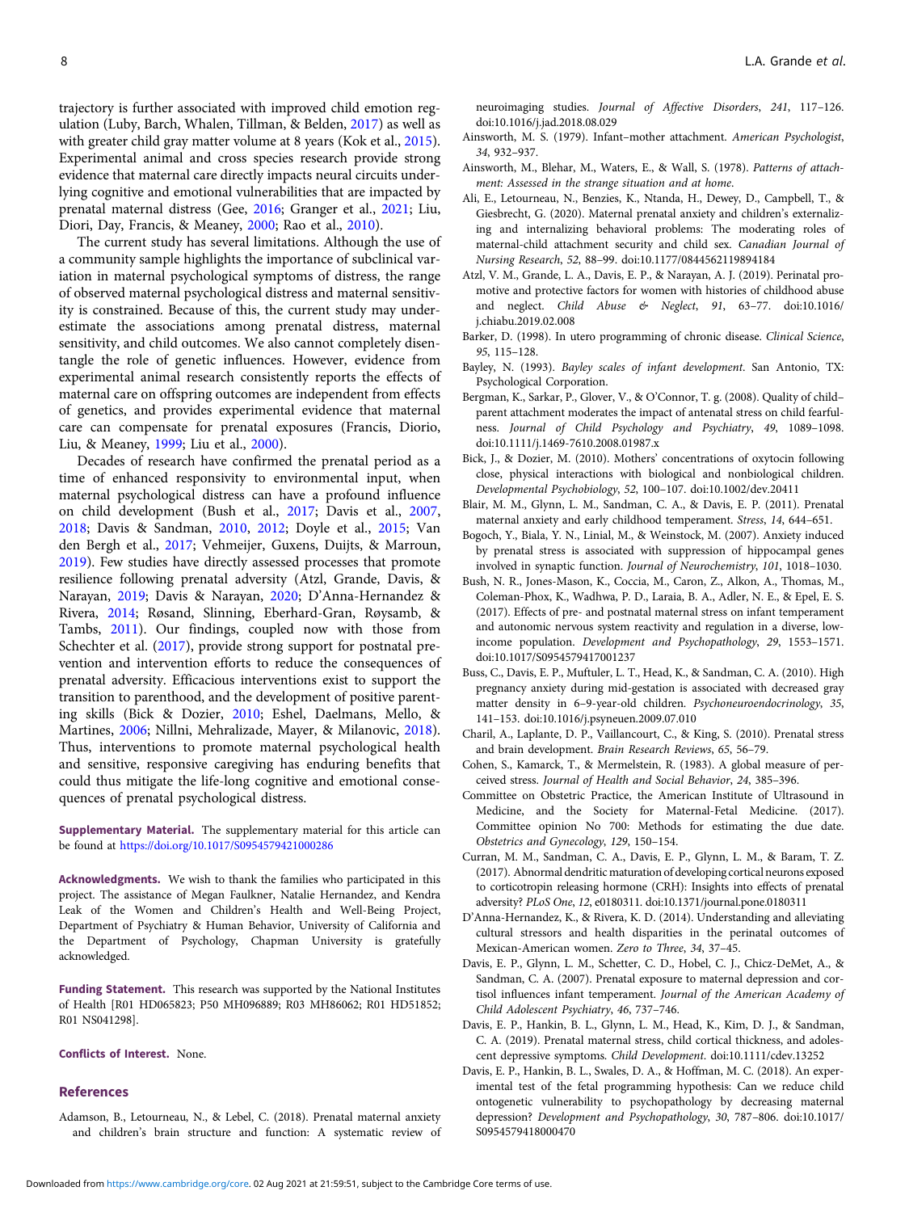trajectory is further associated with improved child emotion regulation (Luby, Barch, Whalen, Tillman, & Belden, 2017) as well as with greater child gray matter volume at 8 years (Kok et al., 2015). Experimental animal and cross species research provide strong evidence that maternal care directly impacts neural circuits underlying cognitive and emotional vulnerabilities that are impacted by prenatal maternal distress (Gee, 2016; Granger et al., 2021; Liu, Diori, Day, Francis, & Meaney, 2000; Rao et al., 2010).

The current study has several limitations. Although the use of a community sample highlights the importance of subclinical variation in maternal psychological symptoms of distress, the range of observed maternal psychological distress and maternal sensitivity is constrained. Because of this, the current study may underestimate the associations among prenatal distress, maternal sensitivity, and child outcomes. We also cannot completely disentangle the role of genetic influences. However, evidence from experimental animal research consistently reports the effects of maternal care on offspring outcomes are independent from effects of genetics, and provides experimental evidence that maternal care can compensate for prenatal exposures (Francis, Diorio, Liu, & Meaney, 1999; Liu et al., 2000).

Decades of research have confirmed the prenatal period as a time of enhanced responsivity to environmental input, when maternal psychological distress can have a profound influence on child development (Bush et al., 2017; Davis et al., 2007, 2018; Davis & Sandman, 2010, 2012; Doyle et al., 2015; Van den Bergh et al., 2017; Vehmeijer, Guxens, Duijts, & Marroun, 2019). Few studies have directly assessed processes that promote resilience following prenatal adversity (Atzl, Grande, Davis, & Narayan, 2019; Davis & Narayan, 2020; D'Anna-Hernandez & Rivera, 2014; Røsand, Slinning, Eberhard-Gran, Røysamb, & Tambs, 2011). Our findings, coupled now with those from Schechter et al. (2017), provide strong support for postnatal prevention and intervention efforts to reduce the consequences of prenatal adversity. Efficacious interventions exist to support the transition to parenthood, and the development of positive parenting skills (Bick & Dozier, 2010; Eshel, Daelmans, Mello, & Martines, 2006; Nillni, Mehralizade, Mayer, & Milanovic, 2018). Thus, interventions to promote maternal psychological health and sensitive, responsive caregiving has enduring benefits that could thus mitigate the life-long cognitive and emotional consequences of prenatal psychological distress.

**Supplementary Material.** The supplementary material for this article can be found at https://doi.org/10.1017/S0954579421000286

**Acknowledgments.** We wish to thank the families who participated in this project. The assistance of Megan Faulkner, Natalie Hernandez, and Kendra Leak of the Women and Children's Health and Well-Being Project, Department of Psychiatry & Human Behavior, University of California and the Department of Psychology, Chapman University is gratefully acknowledged.

**Funding Statement.** This research was supported by the National Institutes of Health [R01 HD065823; P50 MH096889; R03 MH86062; R01 HD51852; R01 NS041298].

**Conflicts of Interest.** None.

## References

Adamson, B., Letourneau, N., & Lebel, C. (2018). Prenatal maternal anxiety and children's brain structure and function: A systematic review of neuroimaging studies. *Journal of Affective Disorders*, *241*, 117–126. doi:10.1016/j.jad.2018.08.029

Ainsworth, M. S. (1979). Infant–mother attachment. *American Psychologist*, *34*, 932–937.

Ainsworth, M., Blehar, M., Waters, E., & Wall, S. (1978). *Patterns of attachment: Assessed in the strange situation and at home.*

Ali, E., Letourneau, N., Benzies, K., Ntanda, H., Dewey, D., Campbell, T., & Giesbrecht, G. (2020). Maternal prenatal anxiety and children's externalizing and internalizing behavioral problems: The moderating roles of maternal-child attachment security and child sex. *Canadian Journal of Nursing Research*, *52*, 88–99. doi:10.1177/0844562119894184

Atzl, V. M., Grande, L. A., Davis, E. P., & Narayan, A. J. (2019). Perinatal promotive and protective factors for women with histories of childhood abuse and neglect. *Child Abuse & Neglect*, *91*, 63–77. doi:10.1016/j.chiabu.2019.02.008

Barker, D. (1998). In utero programming of chronic disease. *Clinical Science*, *95*, 115–128.

Bayley, N. (1993). *Bayley scales of infant development*. San Antonio, TX: Psychological Corporation.

Bergman, K., Sarkar, P., Glover, V., & O'Connor, T. g. (2008). Quality of child–parent attachment moderates the impact of antenatal stress on child fearfulness. *Journal of Child Psychology and Psychiatry*, *49*, 1089–1098. doi:10.1111/j.1469-7610.2008.01987.x

Bick, J., & Dozier, M. (2010). Mothers' concentrations of oxytocin following close, physical interactions with biological and nonbiological children. *Developmental Psychobiology*, *52*, 100–107. doi:10.1002/dev.20411

Blair, M. M., Glynn, L. M., Sandman, C. A., & Davis, E. P. (2011). Prenatal maternal anxiety and early childhood temperament. *Stress*, *14*, 644–651.

Bogoch, Y., Biala, Y. N., Linial, M., & Weinstock, M. (2007). Anxiety induced by prenatal stress is associated with suppression of hippocampal genes involved in synaptic function. *Journal of Neurochemistry*, *101*, 1018–1030.

Bush, N. R., Jones-Mason, K., Coccia, M., Caron, Z., Alkon, A., Thomas, M., Coleman-Phox, K., Wadhwa, P. D., Laraia, B. A., Adler, N. E., & Epel, E. S. (2017). Effects of pre- and postnatal maternal stress on infant temperament and autonomic nervous system reactivity and regulation in a diverse, low-income population. *Development and Psychopathology*, *29*, 1553–1571. doi:10.1017/S0954579417001237

Buss, C., Davis, E. P., Muftuler, L. T., Head, K., & Sandman, C. A. (2010). High pregnancy anxiety during mid-gestation is associated with decreased gray matter density in 6–9-year-old children. *Psychoneuroendocrinology*, *35*, 141–153. doi:10.1016/j.psyneuen.2009.07.010

Charil, A., Laplante, D. P., Vaillancourt, C., & King, S. (2010). Prenatal stress and brain development. *Brain Research Reviews*, *65*, 56–79.

Cohen, S., Kamarck, T., & Mermelstein, R. (1983). A global measure of perceived stress. *Journal of Health and Social Behavior*, *24*, 385–396.

Committee on Obstetric Practice, the American Institute of Ultrasound in Medicine, and the Society for Maternal-Fetal Medicine. (2017). Committee opinion No 700: Methods for estimating the due date. *Obstetrics and Gynecology*, *129*, 150–154.

Curran, M. M., Sandman, C. A., Davis, E. P., Glynn, L. M., & Baram, T. Z. (2017). Abnormal dendritic maturation of developing cortical neurons exposed to corticotropin releasing hormone (CRH): Insights into effects of prenatal adversity? *PLoS One*, *12*, e0180311. doi:10.1371/journal.pone.0180311

D'Anna-Hernandez, K., & Rivera, K. D. (2014). Understanding and alleviating cultural stressors and health disparities in the perinatal outcomes of Mexican-American women. *Zero to Three*, *34*, 37–45.

Davis, E. P., Glynn, L. M., Schetter, C. D., Hobel, C. J., Chicz-DeMet, A., & Sandman, C. A. (2007). Prenatal exposure to maternal depression and cortisol influences infant temperament. *Journal of the American Academy of Child Adolescent Psychiatry*, *46*, 737–746.

Davis, E. P., Hankin, B. L., Glynn, L. M., Head, K., Kim, D. J., & Sandman, C. A. (2019). Prenatal maternal stress, child cortical thickness, and adolescent depressive symptoms. *Child Development*. doi:10.1111/cdev.13252

Davis, E. P., Hankin, B. L., Swales, D. A., & Hoffman, M. C. (2018). An experimental test of the fetal programming hypothesis: Can we reduce child ontogenetic vulnerability to psychopathology by decreasing maternal depression? *Development and Psychopathology*, *30*, 787–806. doi:10.1017/S0954579418000470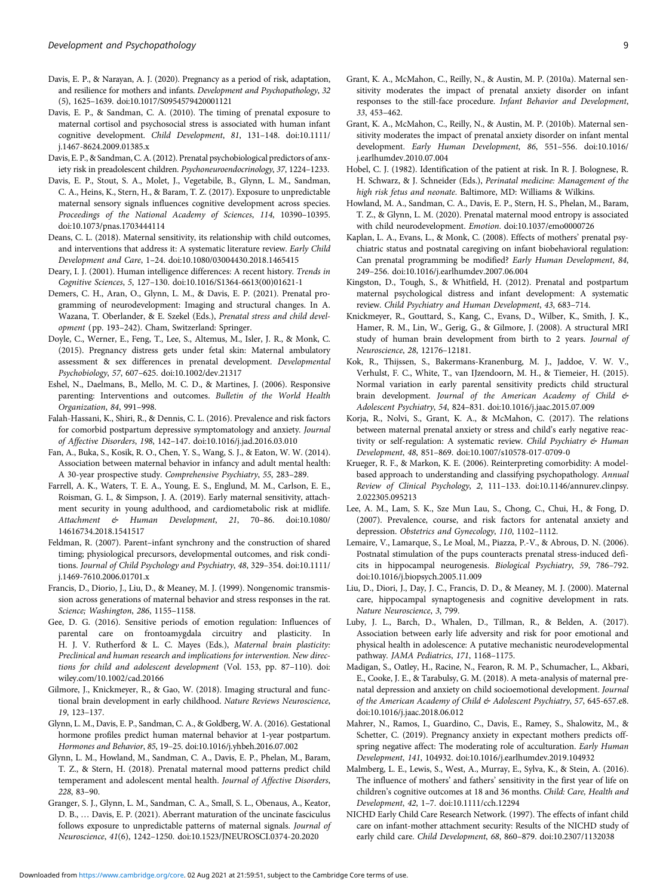Davis, E. P., & Narayan, A. J. (2020). Pregnancy as a period of risk, adaptation, and resilience for mothers and infants. *Development and Psychopathology*, *32* (5), 1625–1639. doi:10.1017/S0954579420001121

Davis, E. P., & Sandman, C. A. (2010). The timing of prenatal exposure to maternal cortisol and psychosocial stress is associated with human infant cognitive development. *Child Development*, *81*, 131–148. doi:10.1111/j.1467-8624.2009.01385.x

Davis, E. P., & Sandman, C. A. (2012). Prenatal psychobiological predictors of anxiety risk in preadolescent children. *Psychoneuroendocrinology*, *37*, 1224–1233.

Davis, E. P., Stout, S. A., Molet, J., Vegetabile, B., Glynn, L. M., Sandman, C. A., Heins, K., Stern, H., & Baram, T. Z. (2017). Exposure to unpredictable maternal sensory signals influences cognitive development across species. *Proceedings of the National Academy of Sciences*, *114*, 10390–10395. doi:10.1073/pnas.1703444114

Deans, C. L. (2018). Maternal sensitivity, its relationship with child outcomes, and interventions that address it: A systematic literature review. *Early Child Development and Care*, 1–24. doi:10.1080/03004430.2018.1465415

Deary, I. J. (2001). Human intelligence differences: A recent history. *Trends in Cognitive Sciences*, *5*, 127–130. doi:10.1016/S1364-6613(00)01621-1

Demers, C. H., Aran, O., Glynn, L. M., & Davis, E. P. (2021). Prenatal programming of neurodevelopment: Imaging and structural changes. In A. Wazana, T. Oberlander, & E. Szekel (Eds.), *Prenatal stress and child development* (pp. 193–242). Cham, Switzerland: Springer.

Doyle, C., Werner, E., Feng, T., Lee, S., Altemus, M., Isler, J. R., & Monk, C. (2015). Pregnancy distress gets under fetal skin: Maternal ambulatory assessment & sex differences in prenatal development. *Developmental Psychobiology*, *57*, 607–625. doi:10.1002/dev.21317

Eshel, N., Daelmans, B., Mello, M. C. D., & Martines, J. (2006). Responsive parenting: Interventions and outcomes. *Bulletin of the World Health Organization*, *84*, 991–998.

Falah-Hassani, K., Shiri, R., & Dennis, C. L. (2016). Prevalence and risk factors for comorbid postpartum depressive symptomatology and anxiety. *Journal of Affective Disorders*, *198*, 142–147. doi:10.1016/j.jad.2016.03.010

Fan, A., Buka, S., Kosik, R. O., Chen, Y. S., Wang, S. J., & Eaton, W. W. (2014). Association between maternal behavior in infancy and adult mental health: A 30-year prospective study. *Comprehensive Psychiatry*, *55*, 283–289.

Farrell, A. K., Waters, T. E. A., Young, E. S., Englund, M. M., Carlson, E. E., Roisman, G. I., & Simpson, J. A. (2019). Early maternal sensitivity, attachment security in young adulthood, and cardiometabolic risk at midlife. *Attachment & Human Development*, *21*, 70–86. doi:10.1080/14616734.2018.1541517

Feldman, R. (2007). Parent–infant synchrony and the construction of shared timing; physiological precursors, developmental outcomes, and risk conditions. *Journal of Child Psychology and Psychiatry*, *48*, 329–354. doi:10.1111/j.1469-7610.2006.01701.x

Francis, D., Diorio, J., Liu, D., & Meaney, M. J. (1999). Nongenomic transmission across generations of maternal behavior and stress responses in the rat. *Science; Washington*, *286*, 1155–1158.

Gee, D. G. (2016). Sensitive periods of emotion regulation: Influences of parental care on frontoamygdala circuitry and plasticity. In H. J. V. Rutherford & L. C. Mayes (Eds.), *Maternal brain plasticity: Preclinical and human research and implications for intervention. New directions for child and adolescent development* (Vol. 153, pp. 87–110). doi: wiley.com/10.1002/cad.20166

Gilmore, J., Knickmeyer, R., & Gao, W. (2018). Imaging structural and functional brain development in early childhood. *Nature Reviews Neuroscience*, *19*, 123–137.

Glynn, L. M., Davis, E. P., Sandman, C. A., & Goldberg, W. A. (2016). Gestational hormone profiles predict human maternal behavior at 1-year postpartum. *Hormones and Behavior*, *85*, 19–25. doi:10.1016/j.yhbeh.2016.07.002

Glynn, L. M., Howland, M., Sandman, C. A., Davis, E. P., Phelan, M., Baram, T. Z., & Stern, H. (2018). Prenatal maternal mood patterns predict child temperament and adolescent mental health. *Journal of Affective Disorders*, *228*, 83–90.

Granger, S. J., Glynn, L. M., Sandman, C. A., Small, S. L., Obenaus, A., Keator, D. B., … Davis, E. P. (2021). Aberrant maturation of the uncinate fasciculus follows exposure to unpredictable patterns of maternal signals. *Journal of Neuroscience*, *41*(6), 1242–1250. doi:10.1523/JNEUROSCI.0374-20.2020

Grant, K. A., McMahon, C., Reilly, N., & Austin, M. P. (2010a). Maternal sensitivity moderates the impact of prenatal anxiety disorder on infant responses to the still-face procedure. *Infant Behavior and Development*, *33*, 453–462.

Grant, K. A., McMahon, C., Reilly, N., & Austin, M. P. (2010b). Maternal sensitivity moderates the impact of prenatal anxiety disorder on infant mental development. *Early Human Development*, *86*, 551–556. doi:10.1016/j.earlhumdev.2010.07.004

Hobel, C. J. (1982). Identification of the patient at risk. In R. J. Bolognese, R. H. Schwarz, & J. Schneider (Eds.), *Perinatal medicine: Management of the high risk fetus and neonate*. Baltimore, MD: Williams & Wilkins.

Howland, M. A., Sandman, C. A., Davis, E. P., Stern, H. S., Phelan, M., Baram, T. Z., & Glynn, L. M. (2020). Prenatal maternal mood entropy is associated with child neurodevelopment. *Emotion*. doi:10.1037/emo0000726

Kaplan, L. A., Evans, L., & Monk, C. (2008). Effects of mothers' prenatal psychiatric status and postnatal caregiving on infant biobehavioral regulation: Can prenatal programming be modified? *Early Human Development*, *84*, 249–256. doi:10.1016/j.earlhumdev.2007.06.004

Kingston, D., Tough, S., & Whitfield, H. (2012). Prenatal and postpartum maternal psychological distress and infant development: A systematic review. *Child Psychiatry and Human Development*, *43*, 683–714.

Knickmeyer, R., Gouttard, S., Kang, C., Evans, D., Wilber, K., Smith, J. K., Hamer, R. M., Lin, W., Gerig, G., & Gilmore, J. (2008). A structural MRI study of human brain development from birth to 2 years. *Journal of Neuroscience*, *28*, 12176–12181.

Kok, R., Thijssen, S., Bakermans-Kranenburg, M. J., Jaddoe, V. W. V., Verhulst, F. C., White, T., van IJzendoorn, M. H., & Tiemeier, H. (2015). Normal variation in early parental sensitivity predicts child structural brain development. *Journal of the American Academy of Child & Adolescent Psychiatry*, *54*, 824–831. doi:10.1016/j.jaac.2015.07.009

Korja, R., Nolvi, S., Grant, K. A., & McMahon, C. (2017). The relations between maternal prenatal anxiety or stress and child's early negative reactivity or self-regulation: A systematic review. *Child Psychiatry & Human Development*, *48*, 851–869. doi:10.1007/s10578-017-0709-0

Krueger, R. F., & Markon, K. E. (2006). Reinterpreting comorbidity: A model-based approach to understanding and classifying psychopathology. *Annual Review of Clinical Psychology*, *2*, 111–133. doi:10.1146/annurev.clinpsy.2.022305.095213

Lee, A. M., Lam, S. K., Sze Mun Lau, S., Chong, C., Chui, H., & Fong, D. (2007). Prevalence, course, and risk factors for antenatal anxiety and depression. *Obstetrics and Gynecology*, *110*, 1102–1112.

Lemaire, V., Lamarque, S., Le Moal, M., Piazza, P.-V., & Abrous, D. N. (2006). Postnatal stimulation of the pups counteracts prenatal stress-induced deficits in hippocampal neurogenesis. *Biological Psychiatry*, *59*, 786–792. doi:10.1016/j.biopsych.2005.11.009

Liu, D., Diori, J., Day, J. C., Francis, D. D., & Meaney, M. J. (2000). Maternal care, hippocampal synaptogenesis and cognitive development in rats. *Nature Neuroscience*, *3*, 799.

Luby, J. L., Barch, D., Whalen, D., Tillman, R., & Belden, A. (2017). Association between early life adversity and risk for poor emotional and physical health in adolescence: A putative mechanistic neurodevelopmental pathway. *JAMA Pediatrics*, *171*, 1168–1175.

Madigan, S., Oatley, H., Racine, N., Fearon, R. M. P., Schumacher, L., Akbari, E., Cooke, J. E., & Tarabulsy, G. M. (2018). A meta-analysis of maternal prenatal depression and anxiety on child socioemotional development. *Journal of the American Academy of Child & Adolescent Psychiatry*, *57*, 645-657.e8. doi:10.1016/j.jaac.2018.06.012

Mahrer, N., Ramos, I., Guardino, C., Davis, E., Ramey, S., Shalowitz, M., & Schetter, C. (2019). Pregnancy anxiety in expectant mothers predicts offspring negative affect: The moderating role of acculturation. *Early Human Development*, *141*, 104932. doi:10.1016/j.earlhumdev.2019.104932

Malmberg, L. E., Lewis, S., West, A., Murray, E., Sylva, K., & Stein, A. (2016). The influence of mothers' and fathers' sensitivity in the first year of life on children's cognitive outcomes at 18 and 36 months. *Child: Care, Health and Development*, *42*, 1–7. doi:10.1111/cch.12294

NICHD Early Child Care Research Network. (1997). The effects of infant child care on infant-mother attachment security: Results of the NICHD study of early child care. *Child Development*, *68*, 860–879. doi:10.2307/1132038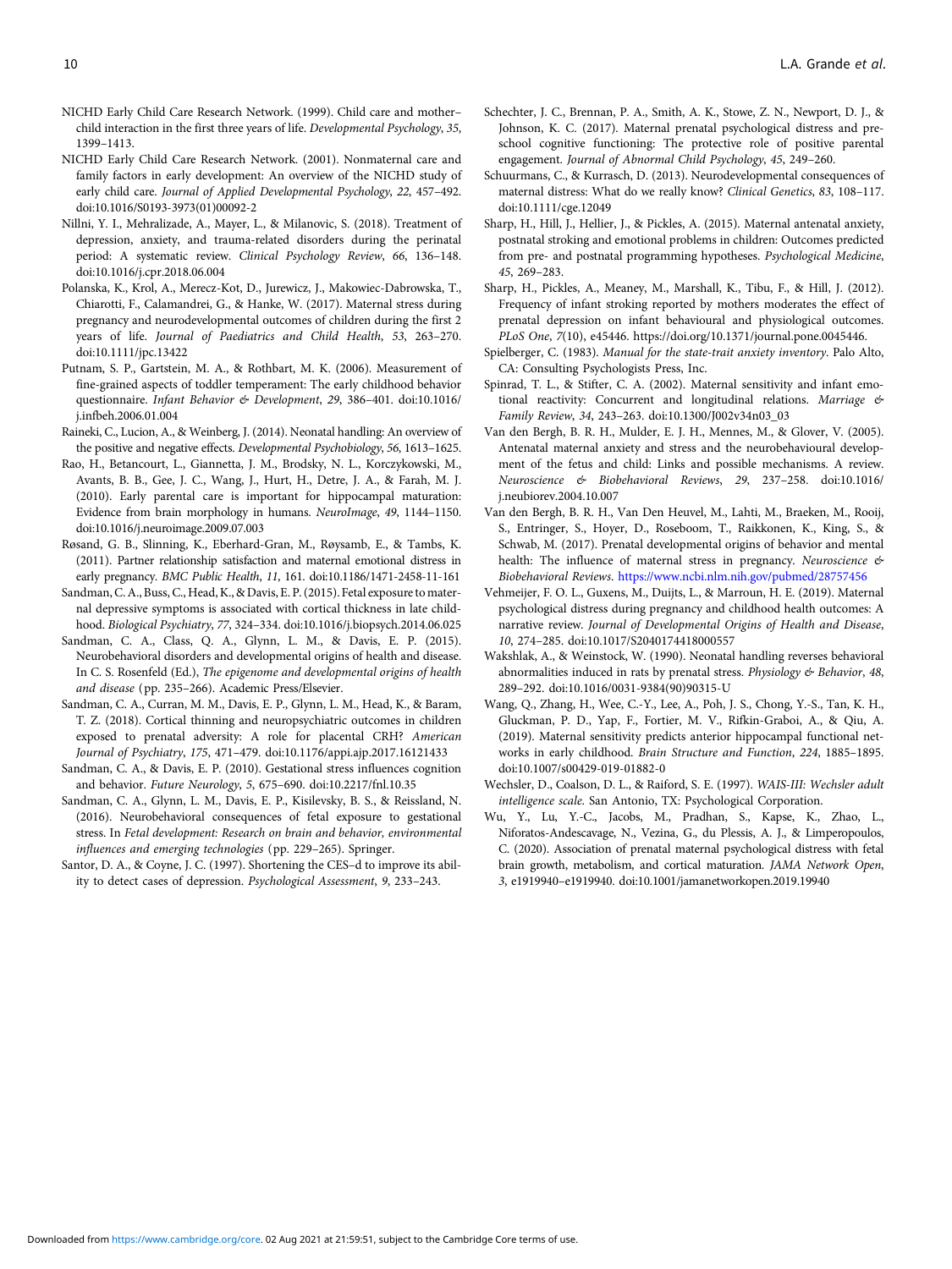NICHD Early Child Care Research Network. (1999). Child care and mother–child interaction in the first three years of life. *Developmental Psychology*, *35*, 1399–1413.

NICHD Early Child Care Research Network. (2001). Nonmaternal care and family factors in early development: An overview of the NICHD study of early child care. *Journal of Applied Developmental Psychology*, *22*, 457–492. doi:10.1016/S0193-3973(01)00092-2

Nillni, Y. I., Mehralizade, A., Mayer, L., & Milanovic, S. (2018). Treatment of depression, anxiety, and trauma-related disorders during the perinatal period: A systematic review. *Clinical Psychology Review*, *66*, 136–148. doi:10.1016/j.cpr.2018.06.004

Polanska, K., Krol, A., Merecz-Kot, D., Jurewicz, J., Makowiec-Dabrowska, T., Chiarotti, F., Calamandrei, G., & Hanke, W. (2017). Maternal stress during pregnancy and neurodevelopmental outcomes of children during the first 2 years of life. *Journal of Paediatrics and Child Health*, *53*, 263–270. doi:10.1111/jpc.13422

Putnam, S. P., Gartstein, M. A., & Rothbart, M. K. (2006). Measurement of fine-grained aspects of toddler temperament: The early childhood behavior questionnaire. *Infant Behavior & Development*, *29*, 386–401. doi:10.1016/j.infbeh.2006.01.004

Raineki, C., Lucion, A., & Weinberg, J. (2014). Neonatal handling: An overview of the positive and negative effects. *Developmental Psychobiology*, *56*, 1613–1625.

Rao, H., Betancourt, L., Giannetta, J. M., Brodsky, N. L., Korczykowski, M., Avants, B. B., Gee, J. C., Wang, J., Hurt, H., Detre, J. A., & Farah, M. J. (2010). Early parental care is important for hippocampal maturation: Evidence from brain morphology in humans. *NeuroImage*, *49*, 1144–1150. doi:10.1016/j.neuroimage.2009.07.003

Røsand, G. B., Slinning, K., Eberhard-Gran, M., Røysamb, E., & Tambs, K. (2011). Partner relationship satisfaction and maternal emotional distress in early pregnancy. *BMC Public Health*, *11*, 161. doi:10.1186/1471-2458-11-161

Sandman, C. A., Buss, C., Head, K., & Davis, E. P. (2015). Fetal exposure to maternal depressive symptoms is associated with cortical thickness in late childhood. *Biological Psychiatry*, *77*, 324–334. doi:10.1016/j.biopsych.2014.06.025

Sandman, C. A., Class, Q. A., Glynn, L. M., & Davis, E. P. (2015). Neurobehavioral disorders and developmental origins of health and disease. In C. S. Rosenfeld (Ed.), *The epigenome and developmental origins of health and disease* (pp. 235–266). Academic Press/Elsevier.

Sandman, C. A., Curran, M. M., Davis, E. P., Glynn, L. M., Head, K., & Baram, T. Z. (2018). Cortical thinning and neuropsychiatric outcomes in children exposed to prenatal adversity: A role for placental CRH? *American Journal of Psychiatry*, *175*, 471–479. doi:10.1176/appi.ajp.2017.16121433

Sandman, C. A., & Davis, E. P. (2010). Gestational stress influences cognition and behavior. *Future Neurology*, *5*, 675–690. doi:10.2217/fnl.10.35

Sandman, C. A., Glynn, L. M., Davis, E. P., Kisilevsky, B. S., & Reissland, N. (2016). Neurobehavioral consequences of fetal exposure to gestational stress. In *Fetal development: Research on brain and behavior, environmental influences and emerging technologies* (pp. 229–265). Springer.

Santor, D. A., & Coyne, J. C. (1997). Shortening the CES–d to improve its ability to detect cases of depression. *Psychological Assessment*, *9*, 233–243.

Schechter, J. C., Brennan, P. A., Smith, A. K., Stowe, Z. N., Newport, D. J., & Johnson, K. C. (2017). Maternal prenatal psychological distress and preschool cognitive functioning: The protective role of positive parental engagement. *Journal of Abnormal Child Psychology*, *45*, 249–260.

Schuurmans, C., & Kurrasch, D. (2013). Neurodevelopmental consequences of maternal distress: What do we really know? *Clinical Genetics*, *83*, 108–117. doi:10.1111/cge.12049

Sharp, H., Hill, J., Hellier, J., & Pickles, A. (2015). Maternal antenatal anxiety, postnatal stroking and emotional problems in children: Outcomes predicted from pre- and postnatal programming hypotheses. *Psychological Medicine*, *45*, 269–283.

Sharp, H., Pickles, A., Meaney, M., Marshall, K., Tibu, F., & Hill, J. (2012). Frequency of infant stroking reported by mothers moderates the effect of prenatal depression on infant behavioural and physiological outcomes. *PLoS One*, *7*(10), e45446. https://doi.org/10.1371/journal.pone.0045446.

Spielberger, C. (1983). *Manual for the state-trait anxiety inventory*. Palo Alto, CA: Consulting Psychologists Press, Inc.

Spinrad, T. L., & Stifter, C. A. (2002). Maternal sensitivity and infant emotional reactivity: Concurrent and longitudinal relations. *Marriage & Family Review*, *34*, 243–263. doi:10.1300/J002v34n03_03

Van den Bergh, B. R. H., Mulder, E. J. H., Mennes, M., & Glover, V. (2005). Antenatal maternal anxiety and stress and the neurobehavioural development of the fetus and child: Links and possible mechanisms. A review. *Neuroscience & Biobehavioral Reviews*, *29*, 237–258. doi:10.1016/j.neubiorev.2004.10.007

Van den Bergh, B. R. H., Van Den Heuvel, M., Lahti, M., Braeken, M., Rooij, S., Entringer, S., Hoyer, D., Roseboom, T., Raikkonen, K., King, S., & Schwab, M. (2017). Prenatal developmental origins of behavior and mental health: The influence of maternal stress in pregnancy. *Neuroscience & Biobehavioral Reviews*. https://www.ncbi.nlm.nih.gov/pubmed/28757456

Vehmeijer, F. O. L., Guxens, M., Duijts, L., & Marroun, H. E. (2019). Maternal psychological distress during pregnancy and childhood health outcomes: A narrative review. *Journal of Developmental Origins of Health and Disease*, *10*, 274–285. doi:10.1017/S2040174418000557

Wakshlak, A., & Weinstock, W. (1990). Neonatal handling reverses behavioral abnormalities induced in rats by prenatal stress. *Physiology & Behavior*, *48*, 289–292. doi:10.1016/0031-9384(90)90315-U

Wang, Q., Zhang, H., Wee, C.-Y., Lee, A., Poh, J. S., Chong, Y.-S., Tan, K. H., Gluckman, P. D., Yap, F., Fortier, M. V., Rifkin-Graboi, A., & Qiu, A. (2019). Maternal sensitivity predicts anterior hippocampal functional networks in early childhood. *Brain Structure and Function*, *224*, 1885–1895. doi:10.1007/s00429-019-01882-0

Wechsler, D., Coalson, D. L., & Raiford, S. E. (1997). *WAIS-III: Wechsler adult intelligence scale*. San Antonio, TX: Psychological Corporation.

Wu, Y., Lu, Y.-C., Jacobs, M., Pradhan, S., Kapse, K., Zhao, L., Niforatos-Andescavage, N., Vezina, G., du Plessis, A. J., & Limperopoulos, C. (2020). Association of prenatal maternal psychological distress with fetal brain growth, metabolism, and cortical maturation. *JAMA Network Open*, *3*, e1919940–e1919940. doi:10.1001/jamanetworkopen.2019.19940